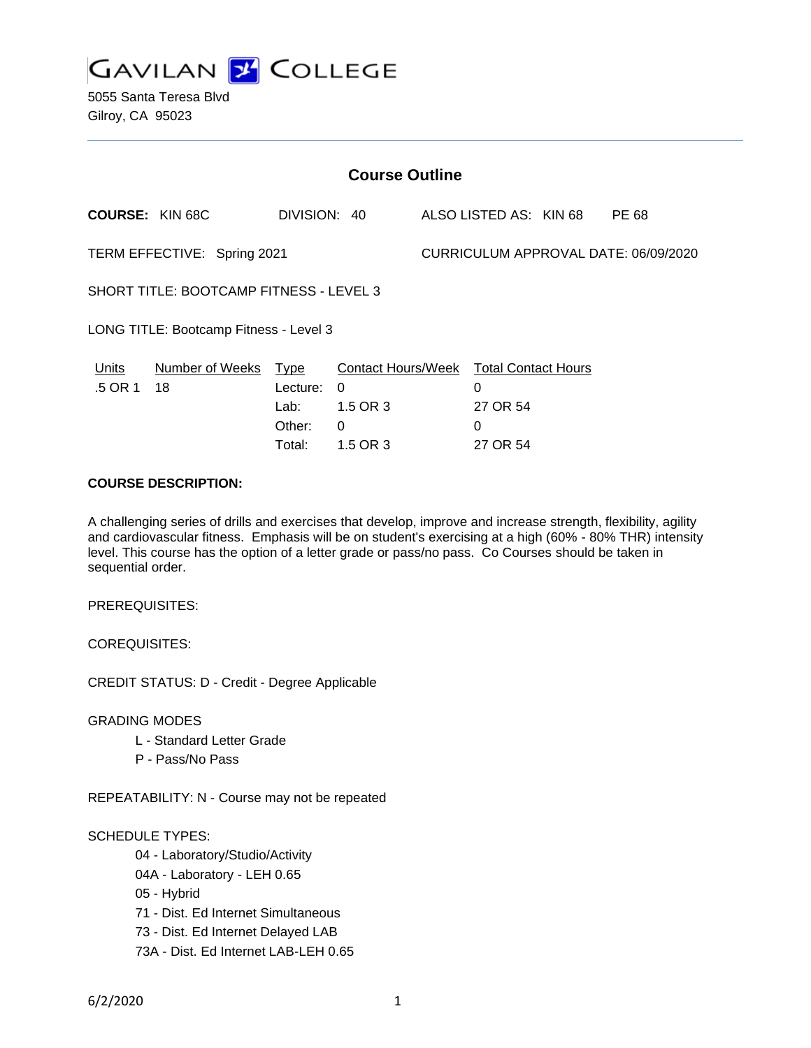# GAVILAN COLLEGE

5055 Santa Teresa Blvd
Gilroy, CA 95023

## Course Outline

**COURSE:** KIN 68C    DIVISION: 40    ALSO LISTED AS: KIN 68    PE 68

TERM EFFECTIVE: Spring 2021    CURRICULUM APPROVAL DATE: 06/09/2020

SHORT TITLE: BOOTCAMP FITNESS - LEVEL 3

LONG TITLE: Bootcamp Fitness - Level 3

| Units | Number of Weeks | Type | Contact Hours/Week | Total Contact Hours |
|---|---|---|---|---|
| .5 OR 1 | 18 | Lecture: | 0 | 0 |
| | | Lab: | 1.5 OR 3 | 27 OR 54 |
| | | Other: | 0 | 0 |
| | | Total: | 1.5 OR 3 | 27 OR 54 |

**COURSE DESCRIPTION:**

A challenging series of drills and exercises that develop, improve and increase strength, flexibility, agility and cardiovascular fitness. Emphasis will be on student's exercising at a high (60% - 80% THR) intensity level. This course has the option of a letter grade or pass/no pass. Co Courses should be taken in sequential order.

PREREQUISITES:

COREQUISITES:

CREDIT STATUS: D - Credit - Degree Applicable

GRADING MODES

- L - Standard Letter Grade
- P - Pass/No Pass

REPEATABILITY: N - Course may not be repeated

SCHEDULE TYPES:

- 04 - Laboratory/Studio/Activity
- 04A - Laboratory - LEH 0.65
- 05 - Hybrid
- 71 - Dist. Ed Internet Simultaneous
- 73 - Dist. Ed Internet Delayed LAB
- 73A - Dist. Ed Internet LAB-LEH 0.65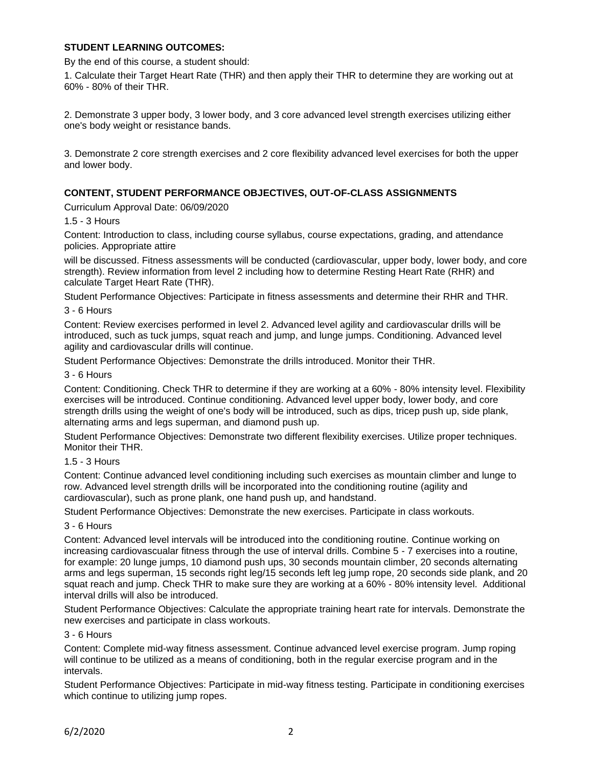**STUDENT LEARNING OUTCOMES:**

By the end of this course, a student should:

1. Calculate their Target Heart Rate (THR) and then apply their THR to determine they are working out at 60% - 80% of their THR.

2. Demonstrate 3 upper body, 3 lower body, and 3 core advanced level strength exercises utilizing either one's body weight or resistance bands.

3. Demonstrate 2 core strength exercises and 2 core flexibility advanced level exercises for both the upper and lower body.

**CONTENT, STUDENT PERFORMANCE OBJECTIVES, OUT-OF-CLASS ASSIGNMENTS**

Curriculum Approval Date: 06/09/2020

1.5 - 3 Hours

Content: Introduction to class, including course syllabus, course expectations, grading, and attendance policies. Appropriate attire

will be discussed. Fitness assessments will be conducted (cardiovascular, upper body, lower body, and core strength). Review information from level 2 including how to determine Resting Heart Rate (RHR) and calculate Target Heart Rate (THR).

Student Performance Objectives: Participate in fitness assessments and determine their RHR and THR.

3 - 6 Hours

Content: Review exercises performed in level 2. Advanced level agility and cardiovascular drills will be introduced, such as tuck jumps, squat reach and jump, and lunge jumps. Conditioning. Advanced level agility and cardiovascular drills will continue.

Student Performance Objectives: Demonstrate the drills introduced. Monitor their THR.

3 - 6 Hours

Content: Conditioning. Check THR to determine if they are working at a 60% - 80% intensity level. Flexibility exercises will be introduced. Continue conditioning. Advanced level upper body, lower body, and core strength drills using the weight of one's body will be introduced, such as dips, tricep push up, side plank, alternating arms and legs superman, and diamond push up.

Student Performance Objectives: Demonstrate two different flexibility exercises. Utilize proper techniques. Monitor their THR.

1.5 - 3 Hours

Content: Continue advanced level conditioning including such exercises as mountain climber and lunge to row. Advanced level strength drills will be incorporated into the conditioning routine (agility and cardiovascular), such as prone plank, one hand push up, and handstand.

Student Performance Objectives: Demonstrate the new exercises. Participate in class workouts.

3 - 6 Hours

Content: Advanced level intervals will be introduced into the conditioning routine. Continue working on increasing cardiovascualar fitness through the use of interval drills. Combine 5 - 7 exercises into a routine, for example: 20 lunge jumps, 10 diamond push ups, 30 seconds mountain climber, 20 seconds alternating arms and legs superman, 15 seconds right leg/15 seconds left leg jump rope, 20 seconds side plank, and 20 squat reach and jump. Check THR to make sure they are working at a 60% - 80% intensity level. Additional interval drills will also be introduced.

Student Performance Objectives: Calculate the appropriate training heart rate for intervals. Demonstrate the new exercises and participate in class workouts.

3 - 6 Hours

Content: Complete mid-way fitness assessment. Continue advanced level exercise program. Jump roping will continue to be utilized as a means of conditioning, both in the regular exercise program and in the intervals.

Student Performance Objectives: Participate in mid-way fitness testing. Participate in conditioning exercises which continue to utilizing jump ropes.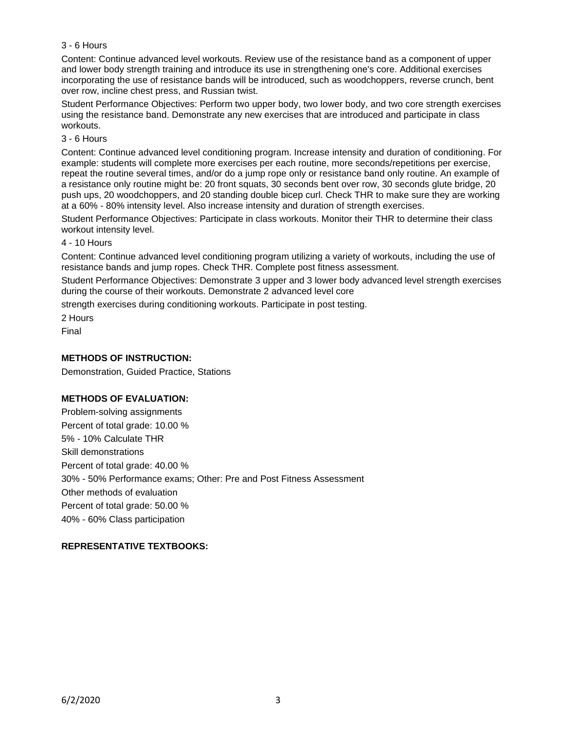3 - 6 Hours

Content: Continue advanced level workouts. Review use of the resistance band as a component of upper and lower body strength training and introduce its use in strengthening one's core. Additional exercises incorporating the use of resistance bands will be introduced, such as woodchoppers, reverse crunch, bent over row, incline chest press, and Russian twist.

Student Performance Objectives: Perform two upper body, two lower body, and two core strength exercises using the resistance band. Demonstrate any new exercises that are introduced and participate in class workouts.

3 - 6 Hours

Content: Continue advanced level conditioning program. Increase intensity and duration of conditioning. For example: students will complete more exercises per each routine, more seconds/repetitions per exercise, repeat the routine several times, and/or do a jump rope only or resistance band only routine. An example of a resistance only routine might be: 20 front squats, 30 seconds bent over row, 30 seconds glute bridge, 20 push ups, 20 woodchoppers, and 20 standing double bicep curl. Check THR to make sure they are working at a 60% - 80% intensity level. Also increase intensity and duration of strength exercises.

Student Performance Objectives: Participate in class workouts. Monitor their THR to determine their class workout intensity level.

4 - 10 Hours

Content: Continue advanced level conditioning program utilizing a variety of workouts, including the use of resistance bands and jump ropes. Check THR. Complete post fitness assessment.

Student Performance Objectives: Demonstrate 3 upper and 3 lower body advanced level strength exercises during the course of their workouts. Demonstrate 2 advanced level core strength exercises during conditioning workouts. Participate in post testing.

2 Hours

Final

**METHODS OF INSTRUCTION:**

Demonstration, Guided Practice, Stations

**METHODS OF EVALUATION:**

Problem-solving assignments
Percent of total grade: 10.00 %
5% - 10% Calculate THR
Skill demonstrations
Percent of total grade: 40.00 %
30% - 50% Performance exams; Other: Pre and Post Fitness Assessment
Other methods of evaluation
Percent of total grade: 50.00 %
40% - 60% Class participation

**REPRESENTATIVE TEXTBOOKS:**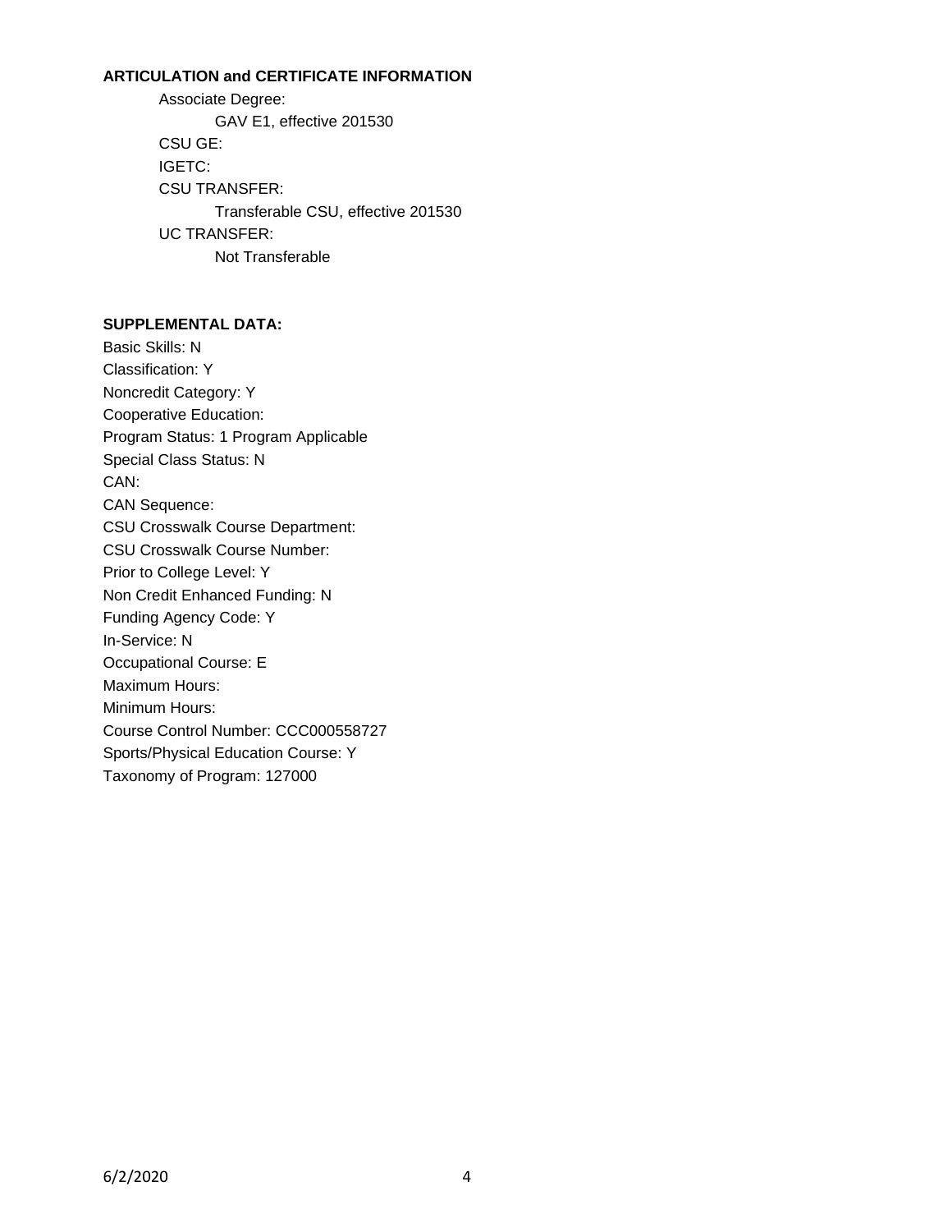**ARTICULATION and CERTIFICATE INFORMATION**

Associate Degree:

GAV E1, effective 201530

CSU GE:

IGETC:

CSU TRANSFER:

Transferable CSU, effective 201530

UC TRANSFER:

Not Transferable

**SUPPLEMENTAL DATA:**

Basic Skills: N
Classification: Y
Noncredit Category: Y
Cooperative Education:
Program Status: 1 Program Applicable
Special Class Status: N
CAN:
CAN Sequence:
CSU Crosswalk Course Department:
CSU Crosswalk Course Number:
Prior to College Level: Y
Non Credit Enhanced Funding: N
Funding Agency Code: Y
In-Service: N
Occupational Course: E
Maximum Hours:
Minimum Hours:
Course Control Number: CCC000558727
Sports/Physical Education Course: Y
Taxonomy of Program: 127000